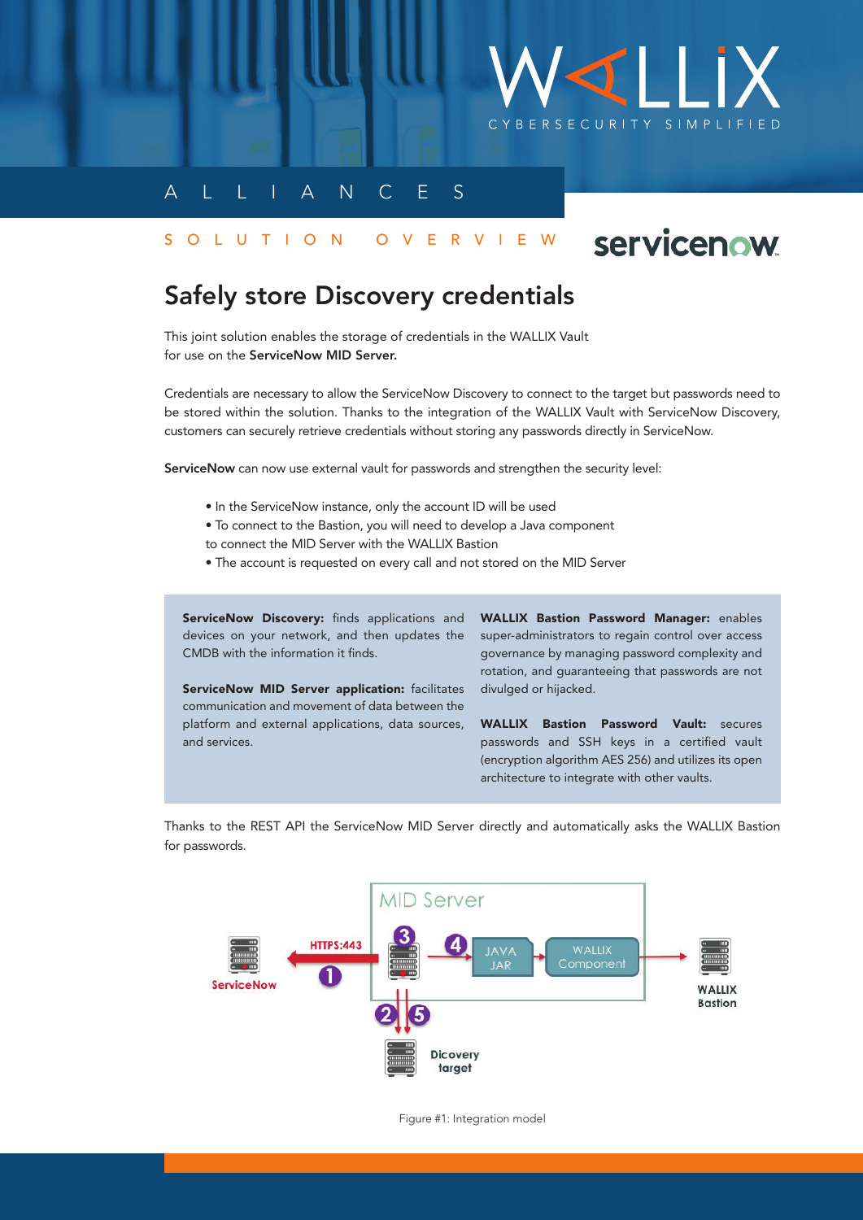ALLIANCES

SOLUTION OVERVIEW

# Safely store Discovery credentials

This joint solution enables the storage of credentials in the WALLIX Vault for use on the **ServiceNow MID Server.**

Credentials are necessary to allow the ServiceNow Discovery to connect to the target but passwords need to be stored within the solution. Thanks to the integration of the WALLIX Vault with ServiceNow Discovery, customers can securely retrieve credentials without storing any passwords directly in ServiceNow.

**ServiceNow** can now use external vault for passwords and strengthen the security level:

- In the ServiceNow instance, only the account ID will be used
- To connect to the Bastion, you will need to develop a Java component to connect the MID Server with the WALLIX Bastion
- The account is requested on every call and not stored on the MID Server

**ServiceNow Discovery:** finds applications and devices on your network, and then updates the CMDB with the information it finds.

**ServiceNow MID Server application:** facilitates communication and movement of data between the platform and external applications, data sources, and services.

**WALLIX Bastion Password Manager:** enables super-administrators to regain control over access governance by managing password complexity and rotation, and guaranteeing that passwords are not divulged or hijacked.

**WALLIX Bastion Password Vault:** secures passwords and SSH keys in a certified vault (encryption algorithm AES 256) and utilizes its open architecture to integrate with other vaults.

Thanks to the REST API the ServiceNow MID Server directly and automatically asks the WALLIX Bastion for passwords.

MID Server — HTTPS:443 — ServiceNow — JAVA JAR — WALLIX Component — WALLIX Bastion — Dicovery target — 1 2 3 4 5

Figure #1: Integration model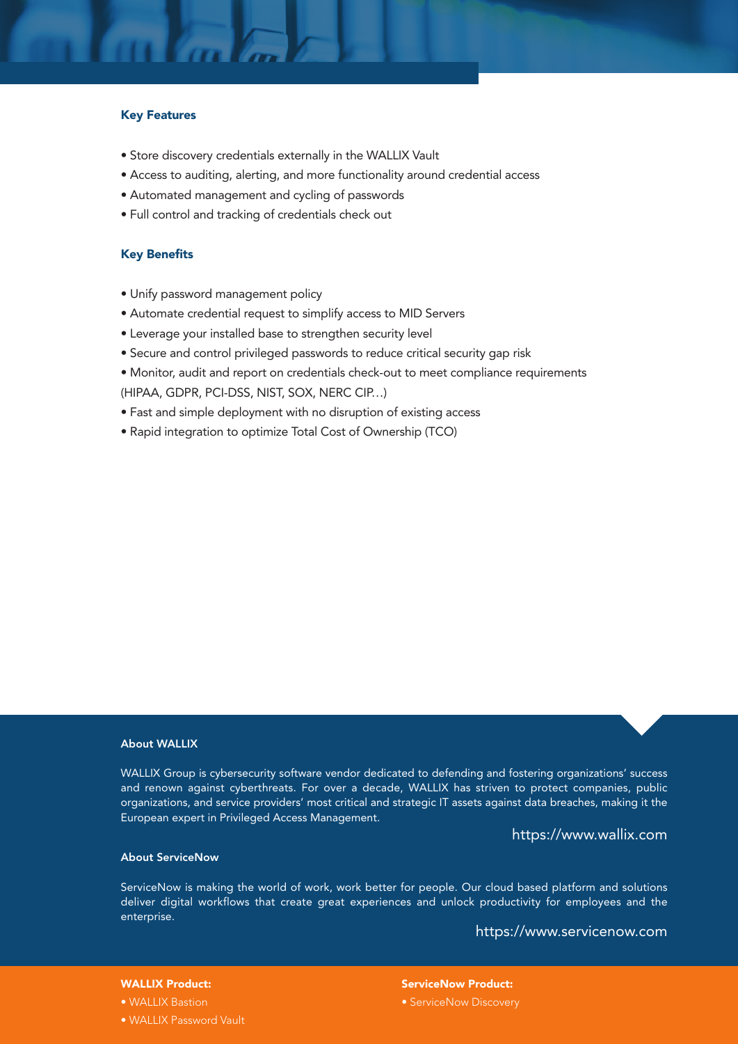## Key Features

- Store discovery credentials externally in the WALLIX Vault
- Access to auditing, alerting, and more functionality around credential access
- Automated management and cycling of passwords
- Full control and tracking of credentials check out

## Key Benefits

- Unify password management policy
- Automate credential request to simplify access to MID Servers
- Leverage your installed base to strengthen security level
- Secure and control privileged passwords to reduce critical security gap risk
- Monitor, audit and report on credentials check-out to meet compliance requirements (HIPAA, GDPR, PCI-DSS, NIST, SOX, NERC CIP…)
- Fast and simple deployment with no disruption of existing access
- Rapid integration to optimize Total Cost of Ownership (TCO)

### About WALLIX

WALLIX Group is cybersecurity software vendor dedicated to defending and fostering organizations' success and renown against cyberthreats. For over a decade, WALLIX has striven to protect companies, public organizations, and service providers' most critical and strategic IT assets against data breaches, making it the European expert in Privileged Access Management.

https://www.wallix.com

### About ServiceNow

ServiceNow is making the world of work, work better for people. Our cloud based platform and solutions deliver digital workflows that create great experiences and unlock productivity for employees and the enterprise.

https://www.servicenow.com

**WALLIX Product:**

- WALLIX Bastion
- WALLIX Password Vault

**ServiceNow Product:**

- ServiceNow Discovery